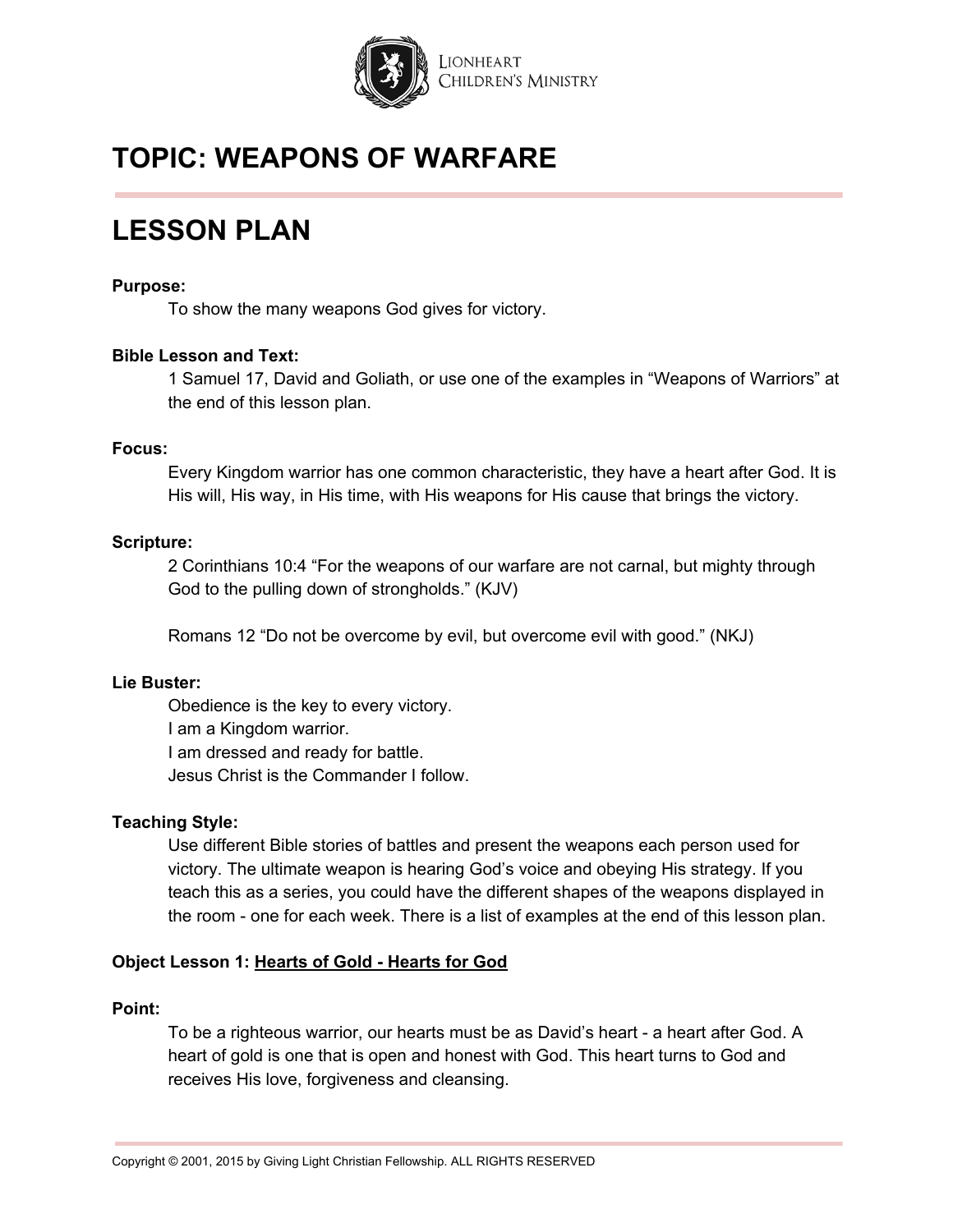# TOPIC: WEAPONS OF WARFARE

# LESSON PLAN

**Purpose:**

To show the many weapons God gives for victory.

**Bible Lesson and Text:**

1 Samuel 17, David and Goliath, or use one of the examples in "Weapons of Warriors" at the end of this lesson plan.

**Focus:**

Every Kingdom warrior has one common characteristic, they have a heart after God. It is His will, His way, in His time, with His weapons for His cause that brings the victory.

**Scripture:**

2 Corinthians 10:4 "For the weapons of our warfare are not carnal, but mighty through God to the pulling down of strongholds." (KJV)

Romans 12 "Do not be overcome by evil, but overcome evil with good." (NKJ)

**Lie Buster:**

Obedience is the key to every victory.
I am a Kingdom warrior.
I am dressed and ready for battle.
Jesus Christ is the Commander I follow.

**Teaching Style:**

Use different Bible stories of battles and present the weapons each person used for victory. The ultimate weapon is hearing God's voice and obeying His strategy. If you teach this as a series, you could have the different shapes of the weapons displayed in the room - one for each week. There is a list of examples at the end of this lesson plan.

**Object Lesson 1: <u>Hearts of Gold - Hearts for God</u>**

**Point:**

To be a righteous warrior, our hearts must be as David's heart - a heart after God. A heart of gold is one that is open and honest with God. This heart turns to God and receives His love, forgiveness and cleansing.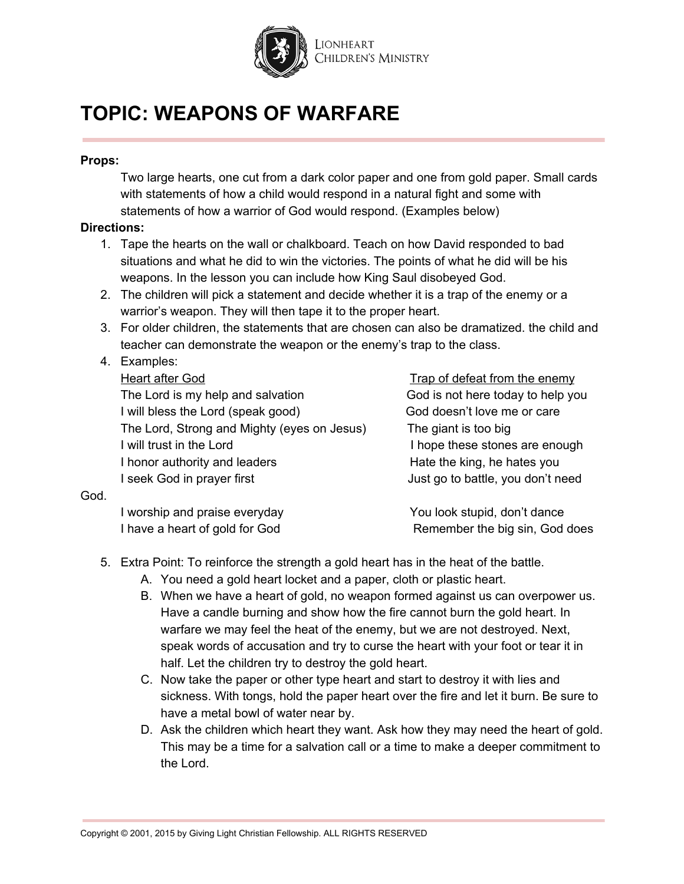# TOPIC: WEAPONS OF WARFARE

**Props:**

Two large hearts, one cut from a dark color paper and one from gold paper. Small cards with statements of how a child would respond in a natural fight and some with statements of how a warrior of God would respond. (Examples below)

**Directions:**

1. Tape the hearts on the wall or chalkboard. Teach on how David responded to bad situations and what he did to win the victories. The points of what he did will be his weapons. In the lesson you can include how King Saul disobeyed God.
2. The children will pick a statement and decide whether it is a trap of the enemy or a warrior's weapon. They will then tape it to the proper heart.
3. For older children, the statements that are chosen can also be dramatized. the child and teacher can demonstrate the weapon or the enemy's trap to the class.
4. Examples:

| Heart after God | Trap of defeat from the enemy |
|---|---|
| The Lord is my help and salvation | God is not here today to help you |
| I will bless the Lord (speak good) | God doesn't love me or care |
| The Lord, Strong and Mighty (eyes on Jesus) | The giant is too big |
| I will trust in the Lord | I hope these stones are enough |
| I honor authority and leaders | Hate the king, he hates you |
| I seek God in prayer first | Just go to battle, you don't need God. |
| I worship and praise everyday | You look stupid, don't dance |
| I have a heart of gold for God | Remember the big sin, God does |

5. Extra Point: To reinforce the strength a gold heart has in the heat of the battle.
   - A. You need a gold heart locket and a paper, cloth or plastic heart.
   - B. When we have a heart of gold, no weapon formed against us can overpower us. Have a candle burning and show how the fire cannot burn the gold heart. In warfare we may feel the heat of the enemy, but we are not destroyed. Next, speak words of accusation and try to curse the heart with your foot or tear it in half. Let the children try to destroy the gold heart.
   - C. Now take the paper or other type heart and start to destroy it with lies and sickness. With tongs, hold the paper heart over the fire and let it burn. Be sure to have a metal bowl of water near by.
   - D. Ask the children which heart they want. Ask how they may need the heart of gold. This may be a time for a salvation call or a time to make a deeper commitment to the Lord.

Copyright © 2001, 2015 by Giving Light Christian Fellowship. ALL RIGHTS RESERVED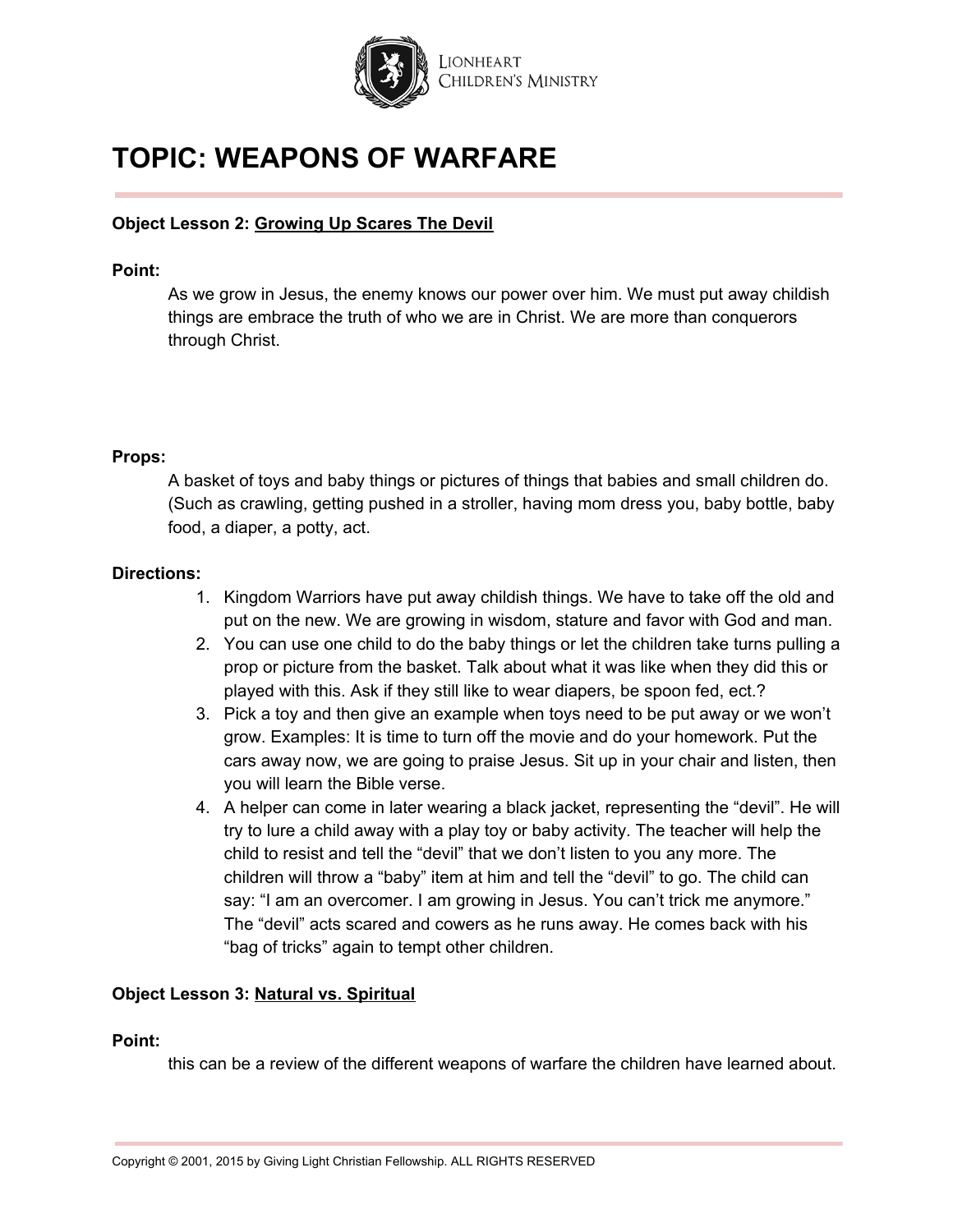# TOPIC: WEAPONS OF WARFARE

**Object Lesson 2:** **Growing Up Scares The Devil**

**Point:**

As we grow in Jesus, the enemy knows our power over him. We must put away childish things are embrace the truth of who we are in Christ. We are more than conquerors through Christ.

**Props:**

A basket of toys and baby things or pictures of things that babies and small children do. (Such as crawling, getting pushed in a stroller, having mom dress you, baby bottle, baby food, a diaper, a potty, act.

**Directions:**

1. Kingdom Warriors have put away childish things. We have to take off the old and put on the new. We are growing in wisdom, stature and favor with God and man.
2. You can use one child to do the baby things or let the children take turns pulling a prop or picture from the basket. Talk about what it was like when they did this or played with this. Ask if they still like to wear diapers, be spoon fed, ect.?
3. Pick a toy and then give an example when toys need to be put away or we won't grow. Examples: It is time to turn off the movie and do your homework. Put the cars away now, we are going to praise Jesus. Sit up in your chair and listen, then you will learn the Bible verse.
4. A helper can come in later wearing a black jacket, representing the "devil". He will try to lure a child away with a play toy or baby activity. The teacher will help the child to resist and tell the "devil" that we don't listen to you any more. The children will throw a "baby" item at him and tell the "devil" to go. The child can say: "I am an overcomer. I am growing in Jesus. You can't trick me anymore." The "devil" acts scared and cowers as he runs away. He comes back with his "bag of tricks" again to tempt other children.

**Object Lesson 3:** **Natural vs. Spiritual**

**Point:**

this can be a review of the different weapons of warfare the children have learned about.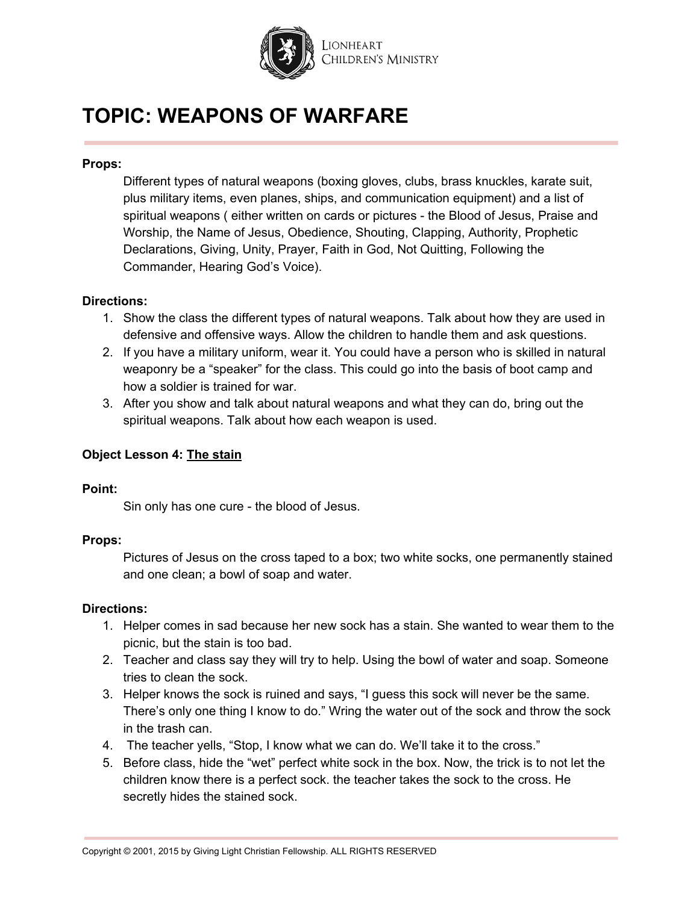# TOPIC: WEAPONS OF WARFARE

**Props:**

Different types of natural weapons (boxing gloves, clubs, brass knuckles, karate suit, plus military items, even planes, ships, and communication equipment) and a list of spiritual weapons ( either written on cards or pictures - the Blood of Jesus, Praise and Worship, the Name of Jesus, Obedience, Shouting, Clapping, Authority, Prophetic Declarations, Giving, Unity, Prayer, Faith in God, Not Quitting, Following the Commander, Hearing God's Voice).

**Directions:**

1. Show the class the different types of natural weapons. Talk about how they are used in defensive and offensive ways. Allow the children to handle them and ask questions.
2. If you have a military uniform, wear it. You could have a person who is skilled in natural weaponry be a "speaker" for the class. This could go into the basis of boot camp and how a soldier is trained for war.
3. After you show and talk about natural weapons and what they can do, bring out the spiritual weapons. Talk about how each weapon is used.

**Object Lesson 4: The stain**

**Point:**

Sin only has one cure - the blood of Jesus.

**Props:**

Pictures of Jesus on the cross taped to a box; two white socks, one permanently stained and one clean; a bowl of soap and water.

**Directions:**

1. Helper comes in sad because her new sock has a stain. She wanted to wear them to the picnic, but the stain is too bad.
2. Teacher and class say they will try to help. Using the bowl of water and soap. Someone tries to clean the sock.
3. Helper knows the sock is ruined and says, "I guess this sock will never be the same. There's only one thing I know to do." Wring the water out of the sock and throw the sock in the trash can.
4. The teacher yells, "Stop, I know what we can do. We'll take it to the cross."
5. Before class, hide the "wet" perfect white sock in the box. Now, the trick is to not let the children know there is a perfect sock. the teacher takes the sock to the cross. He secretly hides the stained sock.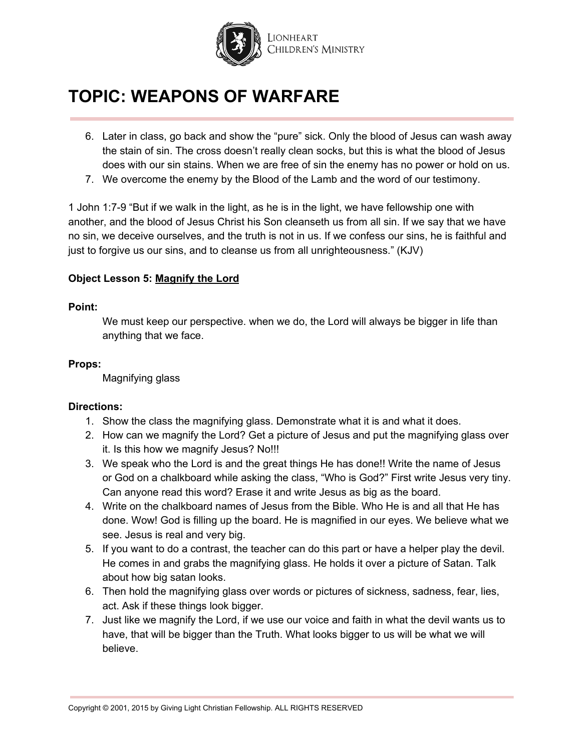# TOPIC: WEAPONS OF WARFARE

6. Later in class, go back and show the "pure" sick. Only the blood of Jesus can wash away the stain of sin. The cross doesn't really clean socks, but this is what the blood of Jesus does with our sin stains. When we are free of sin the enemy has no power or hold on us.
7. We overcome the enemy by the Blood of the Lamb and the word of our testimony.

1 John 1:7-9 "But if we walk in the light, as he is in the light, we have fellowship one with another, and the blood of Jesus Christ his Son cleanseth us from all sin. If we say that we have no sin, we deceive ourselves, and the truth is not in us. If we confess our sins, he is faithful and just to forgive us our sins, and to cleanse us from all unrighteousness." (KJV)

**Object Lesson 5: <u>Magnify the Lord</u>**

**Point:**

We must keep our perspective. when we do, the Lord will always be bigger in life than anything that we face.

**Props:**

Magnifying glass

**Directions:**

1. Show the class the magnifying glass. Demonstrate what it is and what it does.
2. How can we magnify the Lord? Get a picture of Jesus and put the magnifying glass over it. Is this how we magnify Jesus? No!!!
3. We speak who the Lord is and the great things He has done!! Write the name of Jesus or God on a chalkboard while asking the class, "Who is God?" First write Jesus very tiny. Can anyone read this word? Erase it and write Jesus as big as the board.
4. Write on the chalkboard names of Jesus from the Bible. Who He is and all that He has done. Wow! God is filling up the board. He is magnified in our eyes. We believe what we see. Jesus is real and very big.
5. If you want to do a contrast, the teacher can do this part or have a helper play the devil. He comes in and grabs the magnifying glass. He holds it over a picture of Satan. Talk about how big satan looks.
6. Then hold the magnifying glass over words or pictures of sickness, sadness, fear, lies, act. Ask if these things look bigger.
7. Just like we magnify the Lord, if we use our voice and faith in what the devil wants us to have, that will be bigger than the Truth. What looks bigger to us will be what we will believe.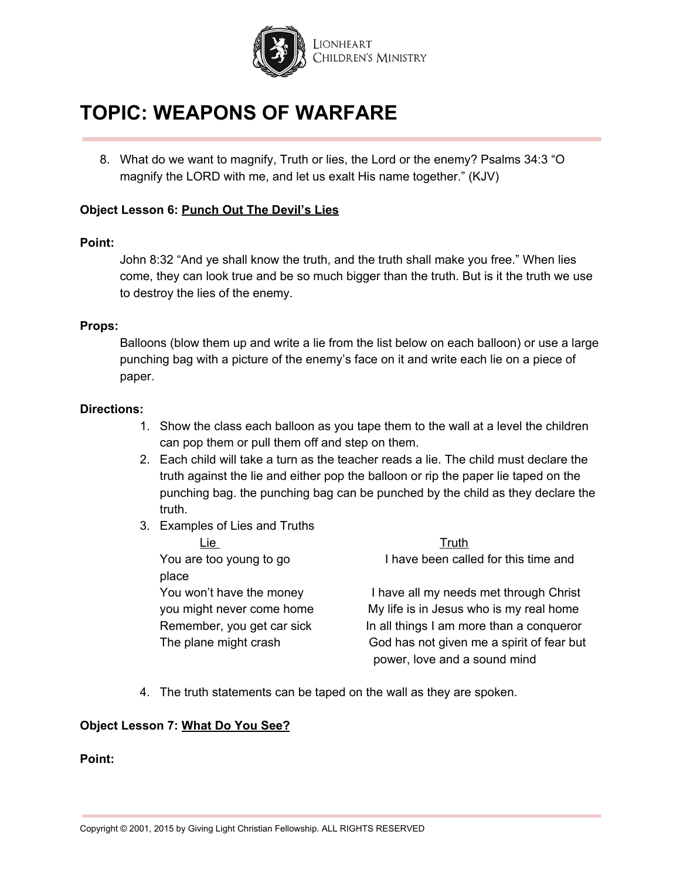# TOPIC: WEAPONS OF WARFARE

8. What do we want to magnify, Truth or lies, the Lord or the enemy? Psalms 34:3 "O magnify the LORD with me, and let us exalt His name together." (KJV)

**Object Lesson 6: Punch Out The Devil's Lies**

**Point:**

John 8:32 "And ye shall know the truth, and the truth shall make you free." When lies come, they can look true and be so much bigger than the truth. But is it the truth we use to destroy the lies of the enemy.

**Props:**

Balloons (blow them up and write a lie from the list below on each balloon) or use a large punching bag with a picture of the enemy's face on it and write each lie on a piece of paper.

**Directions:**

1. Show the class each balloon as you tape them to the wall at a level the children can pop them or pull them off and step on them.
2. Each child will take a turn as the teacher reads a lie. The child must declare the truth against the lie and either pop the balloon or rip the paper lie taped on the punching bag. the punching bag can be punched by the child as they declare the truth.
3. Examples of Lies and Truths

| Lie | Truth |
|---|---|
| You are too young to go | I have been called for this time and place |
| You won't have the money | I have all my needs met through Christ |
| you might never come home | My life is in Jesus who is my real home |
| Remember, you get car sick | In all things I am more than a conqueror |
| The plane might crash | God has not given me a spirit of fear but power, love and a sound mind |

4. The truth statements can be taped on the wall as they are spoken.

**Object Lesson 7: What Do You See?**

**Point:**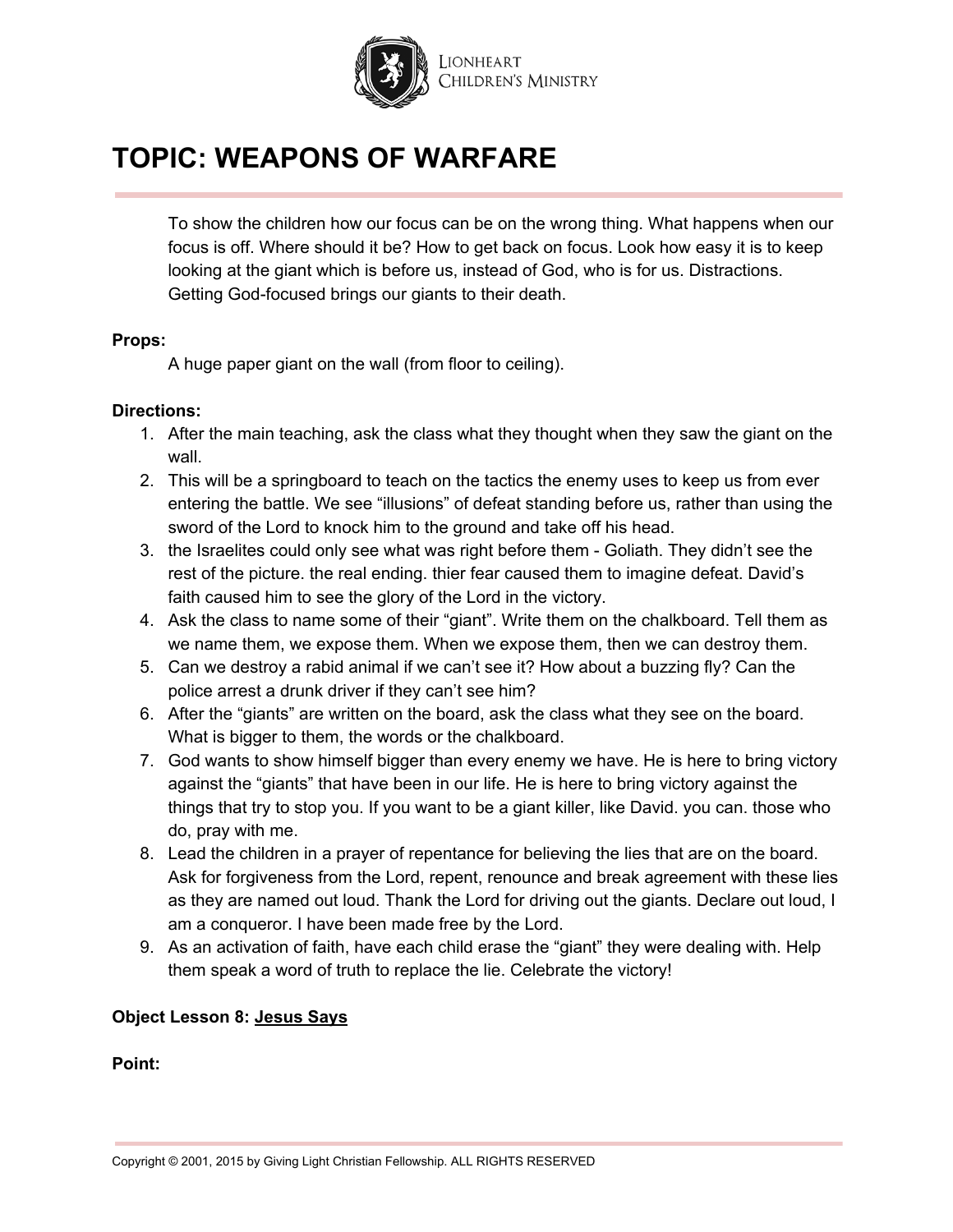# TOPIC: WEAPONS OF WARFARE

To show the children how our focus can be on the wrong thing. What happens when our focus is off. Where should it be? How to get back on focus. Look how easy it is to keep looking at the giant which is before us, instead of God, who is for us. Distractions. Getting God-focused brings our giants to their death.

**Props:**

A huge paper giant on the wall (from floor to ceiling).

**Directions:**

1. After the main teaching, ask the class what they thought when they saw the giant on the wall.
2. This will be a springboard to teach on the tactics the enemy uses to keep us from ever entering the battle. We see “illusions” of defeat standing before us, rather than using the sword of the Lord to knock him to the ground and take off his head.
3. the Israelites could only see what was right before them - Goliath. They didn’t see the rest of the picture. the real ending. thier fear caused them to imagine defeat. David’s faith caused him to see the glory of the Lord in the victory.
4. Ask the class to name some of their “giant”. Write them on the chalkboard. Tell them as we name them, we expose them. When we expose them, then we can destroy them.
5. Can we destroy a rabid animal if we can’t see it? How about a buzzing fly? Can the police arrest a drunk driver if they can’t see him?
6. After the “giants” are written on the board, ask the class what they see on the board. What is bigger to them, the words or the chalkboard.
7. God wants to show himself bigger than every enemy we have. He is here to bring victory against the “giants” that have been in our life. He is here to bring victory against the things that try to stop you. If you want to be a giant killer, like David. you can. those who do, pray with me.
8. Lead the children in a prayer of repentance for believing the lies that are on the board. Ask for forgiveness from the Lord, repent, renounce and break agreement with these lies as they are named out loud. Thank the Lord for driving out the giants. Declare out loud, I am a conqueror. I have been made free by the Lord.
9. As an activation of faith, have each child erase the “giant” they were dealing with. Help them speak a word of truth to replace the lie. Celebrate the victory!

**Object Lesson 8: Jesus Says**

**Point:**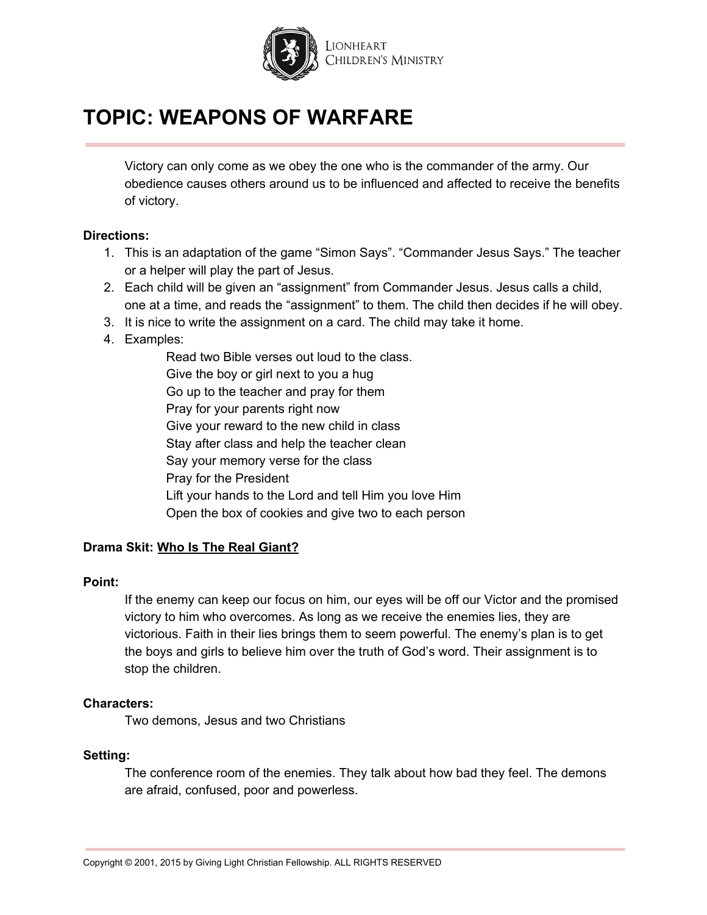# TOPIC: WEAPONS OF WARFARE

Victory can only come as we obey the one who is the commander of the army. Our obedience causes others around us to be influenced and affected to receive the benefits of victory.

**Directions:**

1. This is an adaptation of the game "Simon Says". "Commander Jesus Says." The teacher or a helper will play the part of Jesus.
2. Each child will be given an "assignment" from Commander Jesus. Jesus calls a child, one at a time, and reads the "assignment" to them. The child then decides if he will obey.
3. It is nice to write the assignment on a card. The child may take it home.
4. Examples:

    Read two Bible verses out loud to the class.
    Give the boy or girl next to you a hug
    Go up to the teacher and pray for them
    Pray for your parents right now
    Give your reward to the new child in class
    Stay after class and help the teacher clean
    Say your memory verse for the class
    Pray for the President
    Lift your hands to the Lord and tell Him you love Him
    Open the box of cookies and give two to each person

**Drama Skit: <u>Who Is The Real Giant?</u>**

**Point:**

If the enemy can keep our focus on him, our eyes will be off our Victor and the promised victory to him who overcomes. As long as we receive the enemies lies, they are victorious. Faith in their lies brings them to seem powerful. The enemy's plan is to get the boys and girls to believe him over the truth of God's word. Their assignment is to stop the children.

**Characters:**

Two demons, Jesus and two Christians

**Setting:**

The conference room of the enemies. They talk about how bad they feel. The demons are afraid, confused, poor and powerless.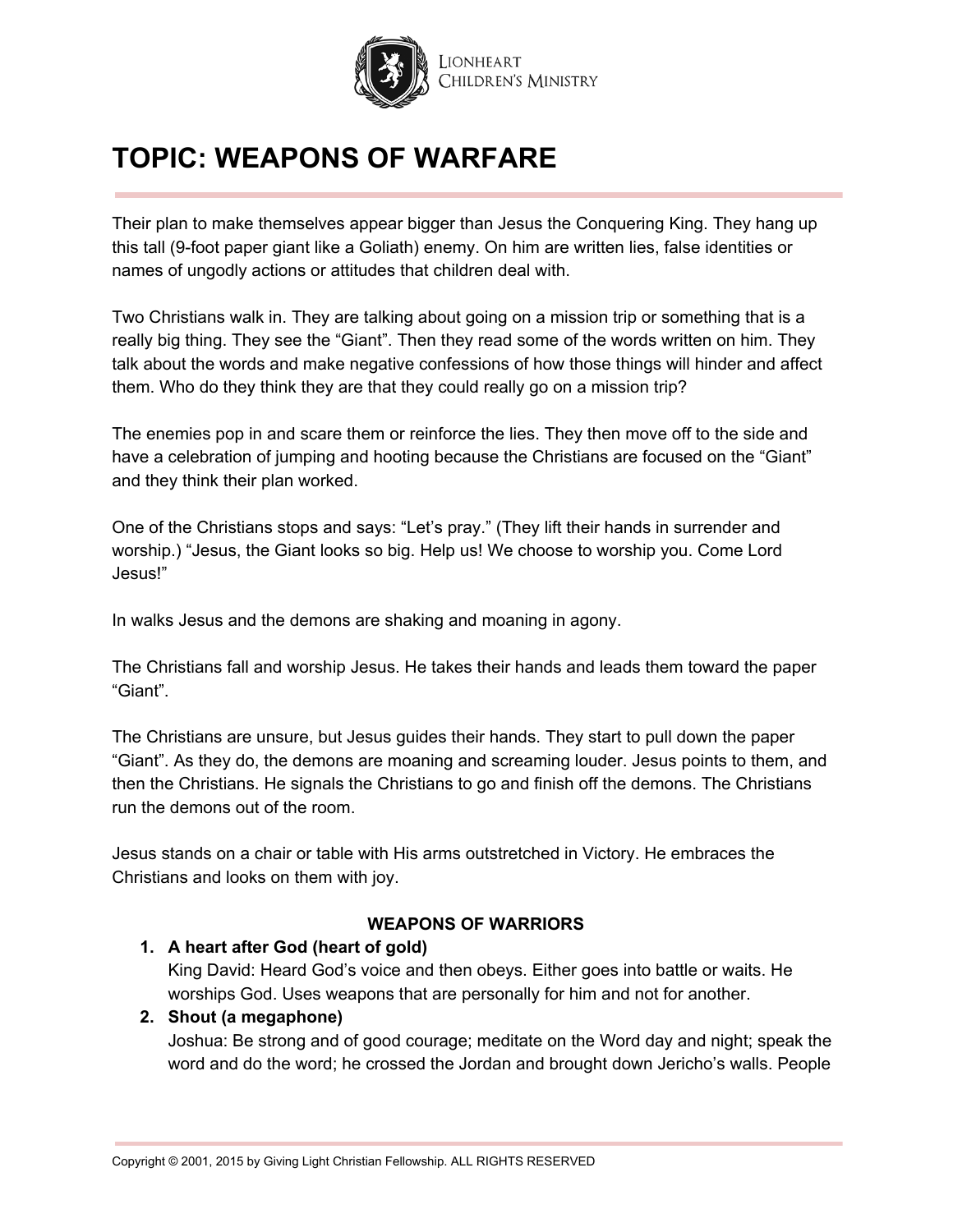# TOPIC: WEAPONS OF WARFARE

Their plan to make themselves appear bigger than Jesus the Conquering King. They hang up this tall (9-foot paper giant like a Goliath) enemy. On him are written lies, false identities or names of ungodly actions or attitudes that children deal with.

Two Christians walk in. They are talking about going on a mission trip or something that is a really big thing. They see the "Giant". Then they read some of the words written on him. They talk about the words and make negative confessions of how those things will hinder and affect them. Who do they think they are that they could really go on a mission trip?

The enemies pop in and scare them or reinforce the lies. They then move off to the side and have a celebration of jumping and hooting because the Christians are focused on the "Giant" and they think their plan worked.

One of the Christians stops and says: "Let's pray." (They lift their hands in surrender and worship.) "Jesus, the Giant looks so big. Help us! We choose to worship you. Come Lord Jesus!"

In walks Jesus and the demons are shaking and moaning in agony.

The Christians fall and worship Jesus. He takes their hands and leads them toward the paper "Giant".

The Christians are unsure, but Jesus guides their hands. They start to pull down the paper "Giant". As they do, the demons are moaning and screaming louder. Jesus points to them, and then the Christians. He signals the Christians to go and finish off the demons. The Christians run the demons out of the room.

Jesus stands on a chair or table with His arms outstretched in Victory. He embraces the Christians and looks on them with joy.

**WEAPONS OF WARRIORS**

1. **A heart after God (heart of gold)**
   King David: Heard God's voice and then obeys. Either goes into battle or waits. He worships God. Uses weapons that are personally for him and not for another.
2. **Shout (a megaphone)**
   Joshua: Be strong and of good courage; meditate on the Word day and night; speak the word and do the word; he crossed the Jordan and brought down Jericho's walls. People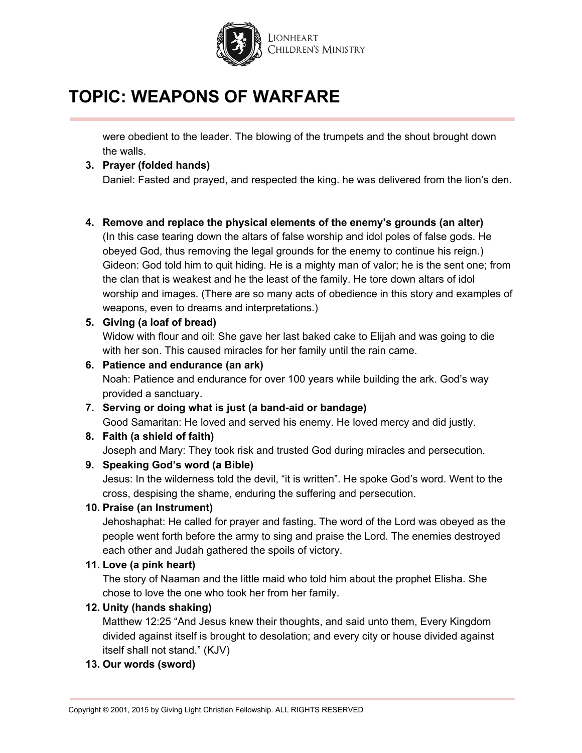# TOPIC: WEAPONS OF WARFARE

were obedient to the leader. The blowing of the trumpets and the shout brought down the walls.

3. **Prayer (folded hands)**
   Daniel: Fasted and prayed, and respected the king. he was delivered from the lion's den.

4. **Remove and replace the physical elements of the enemy's grounds (an alter)**
   (In this case tearing down the altars of false worship and idol poles of false gods. He obeyed God, thus removing the legal grounds for the enemy to continue his reign.)
   Gideon: God told him to quit hiding. He is a mighty man of valor; he is the sent one; from the clan that is weakest and he the least of the family. He tore down altars of idol worship and images. (There are so many acts of obedience in this story and examples of weapons, even to dreams and interpretations.)
5. **Giving (a loaf of bread)**
   Widow with flour and oil: She gave her last baked cake to Elijah and was going to die with her son. This caused miracles for her family until the rain came.
6. **Patience and endurance (an ark)**
   Noah: Patience and endurance for over 100 years while building the ark. God's way provided a sanctuary.
7. **Serving or doing what is just (a band-aid or bandage)**
   Good Samaritan: He loved and served his enemy. He loved mercy and did justly.
8. **Faith (a shield of faith)**
   Joseph and Mary: They took risk and trusted God during miracles and persecution.
9. **Speaking God's word (a Bible)**
   Jesus: In the wilderness told the devil, "it is written". He spoke God's word. Went to the cross, despising the shame, enduring the suffering and persecution.
10. **Praise (an Instrument)**
    Jehoshaphat: He called for prayer and fasting. The word of the Lord was obeyed as the people went forth before the army to sing and praise the Lord. The enemies destroyed each other and Judah gathered the spoils of victory.
11. **Love (a pink heart)**
    The story of Naaman and the little maid who told him about the prophet Elisha. She chose to love the one who took her from her family.
12. **Unity (hands shaking)**
    Matthew 12:25 "And Jesus knew their thoughts, and said unto them, Every Kingdom divided against itself is brought to desolation; and every city or house divided against itself shall not stand." (KJV)
13. **Our words (sword)**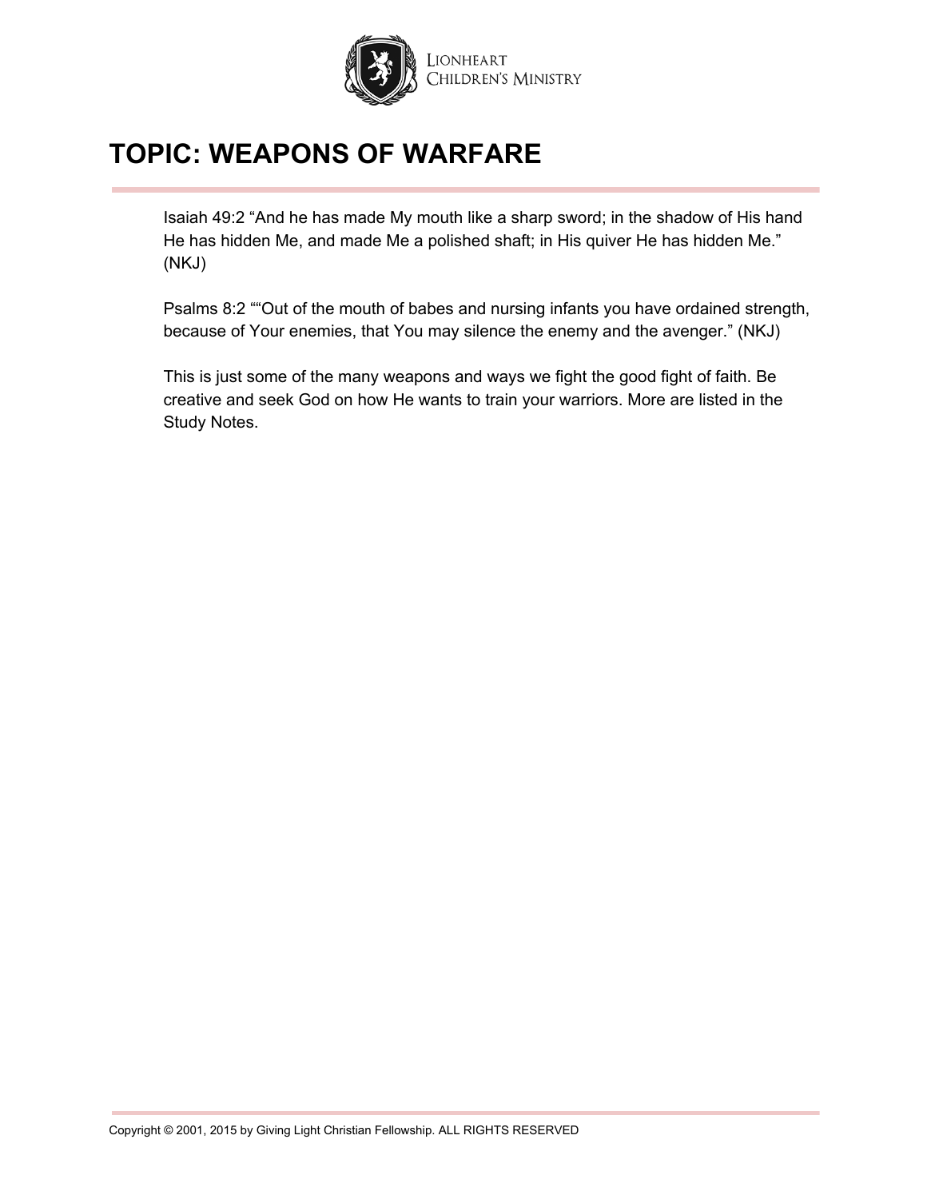# TOPIC: WEAPONS OF WARFARE

Isaiah 49:2 “And he has made My mouth like a sharp sword; in the shadow of His hand He has hidden Me, and made Me a polished shaft; in His quiver He has hidden Me.” (NKJ)

Psalms 8:2 ““Out of the mouth of babes and nursing infants you have ordained strength, because of Your enemies, that You may silence the enemy and the avenger.” (NKJ)

This is just some of the many weapons and ways we fight the good fight of faith. Be creative and seek God on how He wants to train your warriors. More are listed in the Study Notes.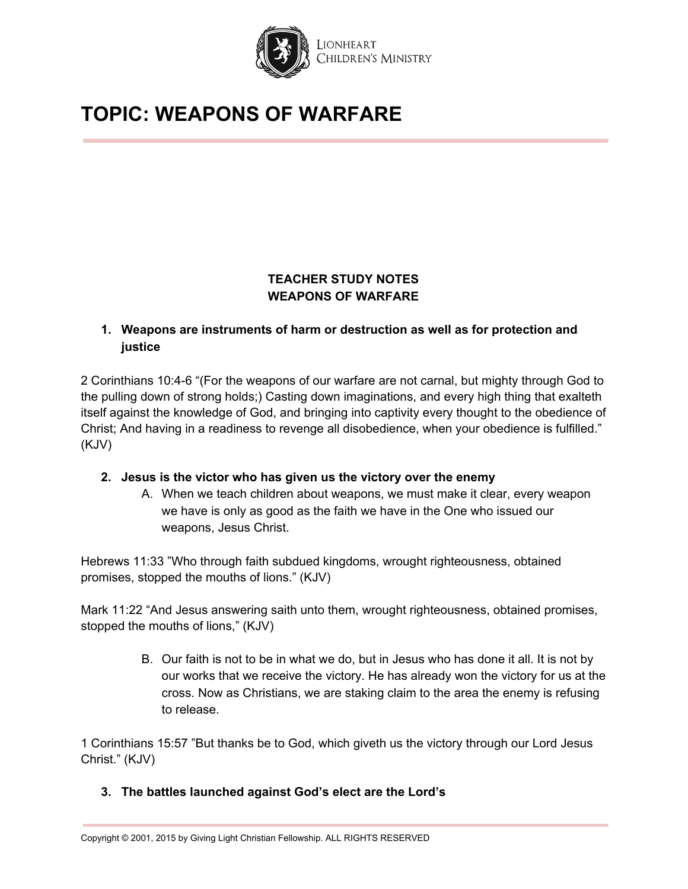# TOPIC: WEAPONS OF WARFARE

**TEACHER STUDY NOTES**
**WEAPONS OF WARFARE**

1. **Weapons are instruments of harm or destruction as well as for protection and justice**

2 Corinthians 10:4-6 "(For the weapons of our warfare are not carnal, but mighty through God to the pulling down of strong holds;) Casting down imaginations, and every high thing that exalteth itself against the knowledge of God, and bringing into captivity every thought to the obedience of Christ; And having in a readiness to revenge all disobedience, when your obedience is fulfilled." (KJV)

2. **Jesus is the victor who has given us the victory over the enemy**
   A. When we teach children about weapons, we must make it clear, every weapon we have is only as good as the faith we have in the One who issued our weapons, Jesus Christ.

Hebrews 11:33 "Who through faith subdued kingdoms, wrought righteousness, obtained promises, stopped the mouths of lions." (KJV)

Mark 11:22 "And Jesus answering saith unto them, wrought righteousness, obtained promises, stopped the mouths of lions," (KJV)

   B. Our faith is not to be in what we do, but in Jesus who has done it all. It is not by our works that we receive the victory. He has already won the victory for us at the cross. Now as Christians, we are staking claim to the area the enemy is refusing to release.

1 Corinthians 15:57 "But thanks be to God, which giveth us the victory through our Lord Jesus Christ." (KJV)

3. **The battles launched against God's elect are the Lord's**

Copyright © 2001, 2015 by Giving Light Christian Fellowship. ALL RIGHTS RESERVED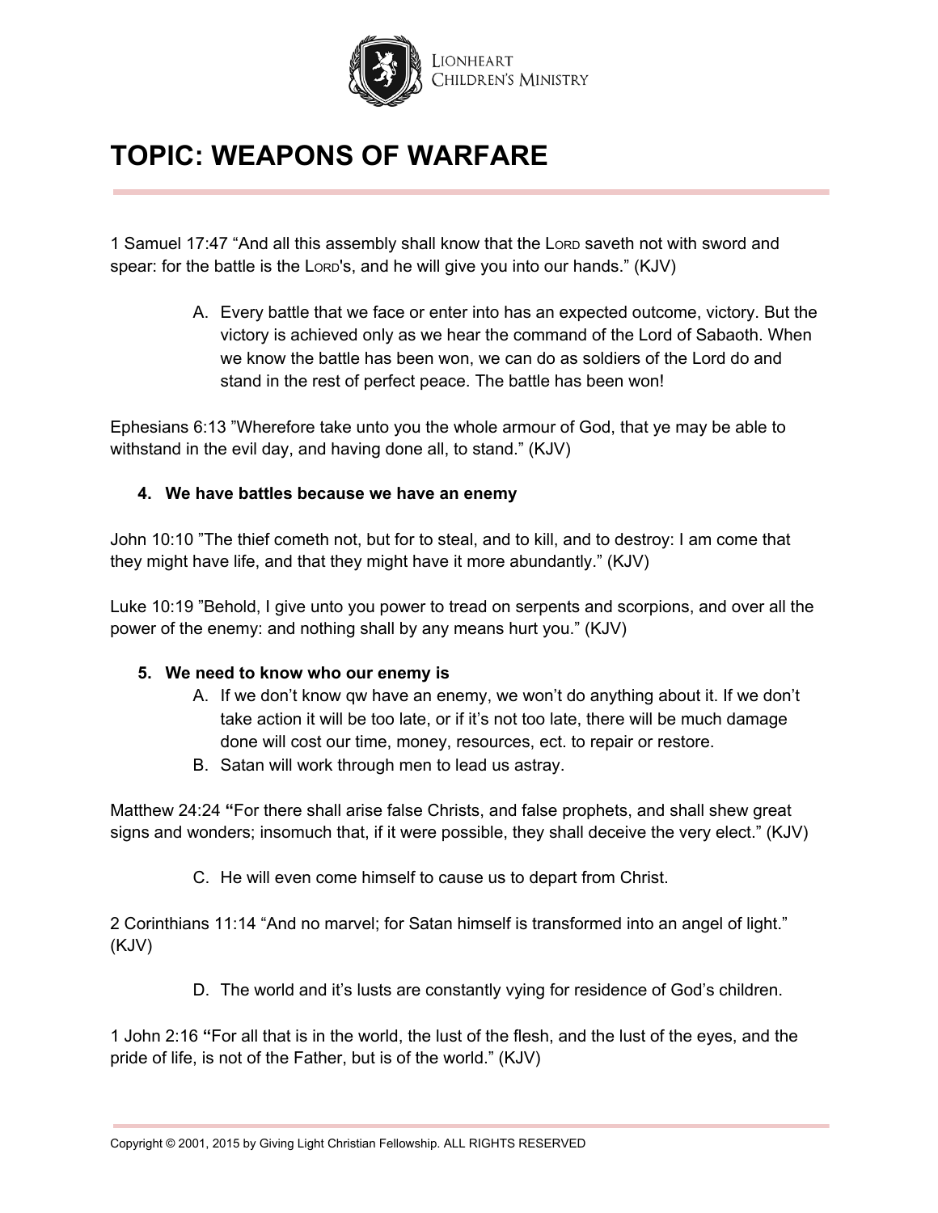# TOPIC: WEAPONS OF WARFARE

1 Samuel 17:47 "And all this assembly shall know that the LORD saveth not with sword and spear: for the battle is the LORD's, and he will give you into our hands." (KJV)

A. Every battle that we face or enter into has an expected outcome, victory. But the victory is achieved only as we hear the command of the Lord of Sabaoth. When we know the battle has been won, we can do as soldiers of the Lord do and stand in the rest of perfect peace. The battle has been won!

Ephesians 6:13 "Wherefore take unto you the whole armour of God, that ye may be able to withstand in the evil day, and having done all, to stand." (KJV)

4. **We have battles because we have an enemy**

John 10:10 "The thief cometh not, but for to steal, and to kill, and to destroy: I am come that they might have life, and that they might have it more abundantly." (KJV)

Luke 10:19 "Behold, I give unto you power to tread on serpents and scorpions, and over all the power of the enemy: and nothing shall by any means hurt you." (KJV)

5. **We need to know who our enemy is**
   A. If we don't know qw have an enemy, we won't do anything about it. If we don't take action it will be too late, or if it's not too late, there will be much damage done will cost our time, money, resources, ect. to repair or restore.
   B. Satan will work through men to lead us astray.

Matthew 24:24 **"**For there shall arise false Christs, and false prophets, and shall shew great signs and wonders; insomuch that, if it were possible, they shall deceive the very elect." (KJV)

C. He will even come himself to cause us to depart from Christ.

2 Corinthians 11:14 "And no marvel; for Satan himself is transformed into an angel of light." (KJV)

D. The world and it's lusts are constantly vying for residence of God's children.

1 John 2:16 **"**For all that is in the world, the lust of the flesh, and the lust of the eyes, and the pride of life, is not of the Father, but is of the world." (KJV)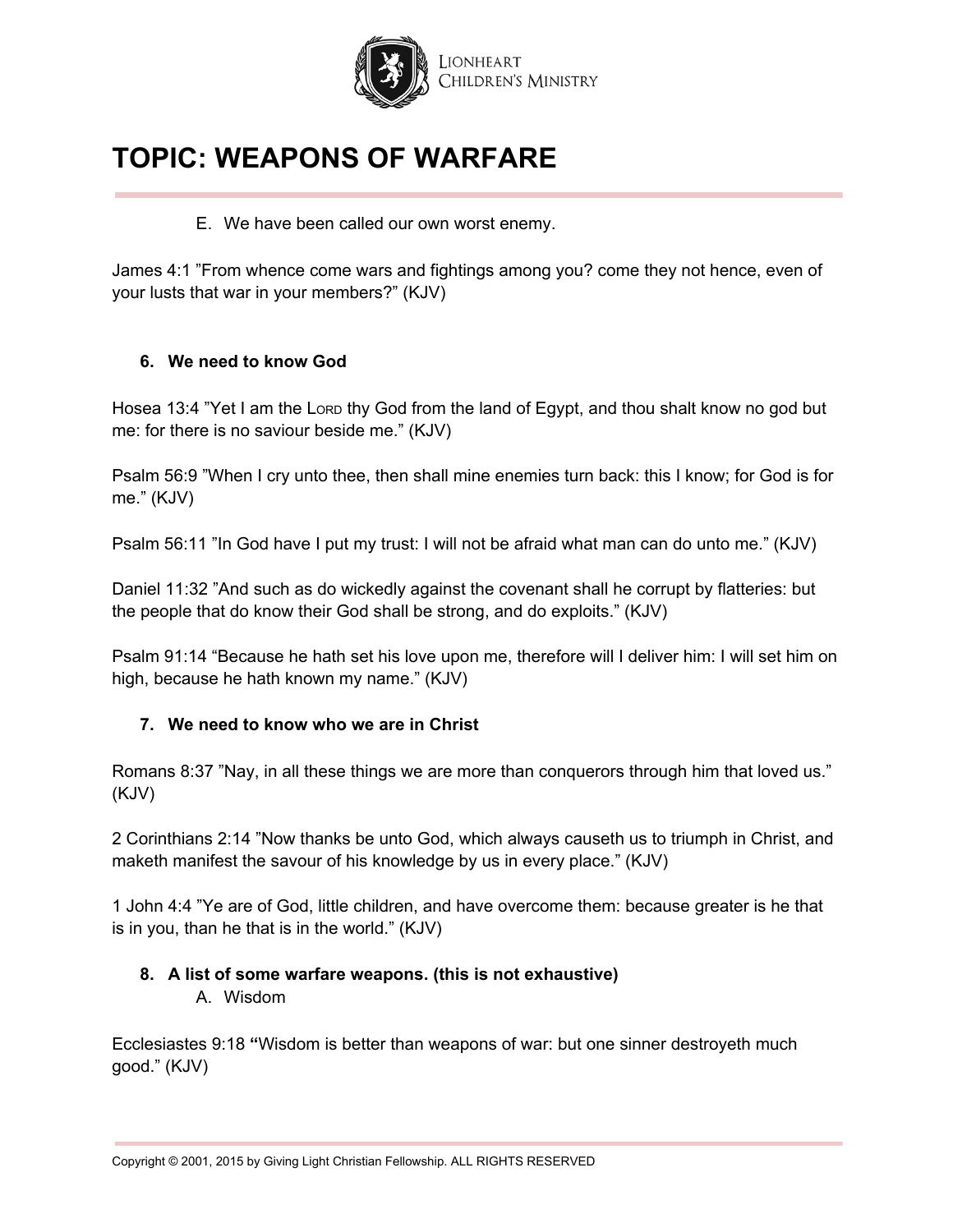# TOPIC: WEAPONS OF WARFARE

E. We have been called our own worst enemy.

James 4:1 ”From whence come wars and fightings among you? come they not hence, even of your lusts that war in your members?” (KJV)

**6. We need to know God**

Hosea 13:4 ”Yet I am the LORD thy God from the land of Egypt, and thou shalt know no god but me: for there is no saviour beside me.” (KJV)

Psalm 56:9 ”When I cry unto thee, then shall mine enemies turn back: this I know; for God is for me.” (KJV)

Psalm 56:11 ”In God have I put my trust: I will not be afraid what man can do unto me.” (KJV)

Daniel 11:32 ”And such as do wickedly against the covenant shall he corrupt by flatteries: but the people that do know their God shall be strong, and do exploits.” (KJV)

Psalm 91:14 “Because he hath set his love upon me, therefore will I deliver him: I will set him on high, because he hath known my name.” (KJV)

**7. We need to know who we are in Christ**

Romans 8:37 ”Nay, in all these things we are more than conquerors through him that loved us.” (KJV)

2 Corinthians 2:14 ”Now thanks be unto God, which always causeth us to triumph in Christ, and maketh manifest the savour of his knowledge by us in every place.” (KJV)

1 John 4:4 ”Ye are of God, little children, and have overcome them: because greater is he that is in you, than he that is in the world.” (KJV)

**8. A list of some warfare weapons. (this is not exhaustive)**

A. Wisdom

Ecclesiastes 9:18 **“**Wisdom is better than weapons of war: but one sinner destroyeth much good.” (KJV)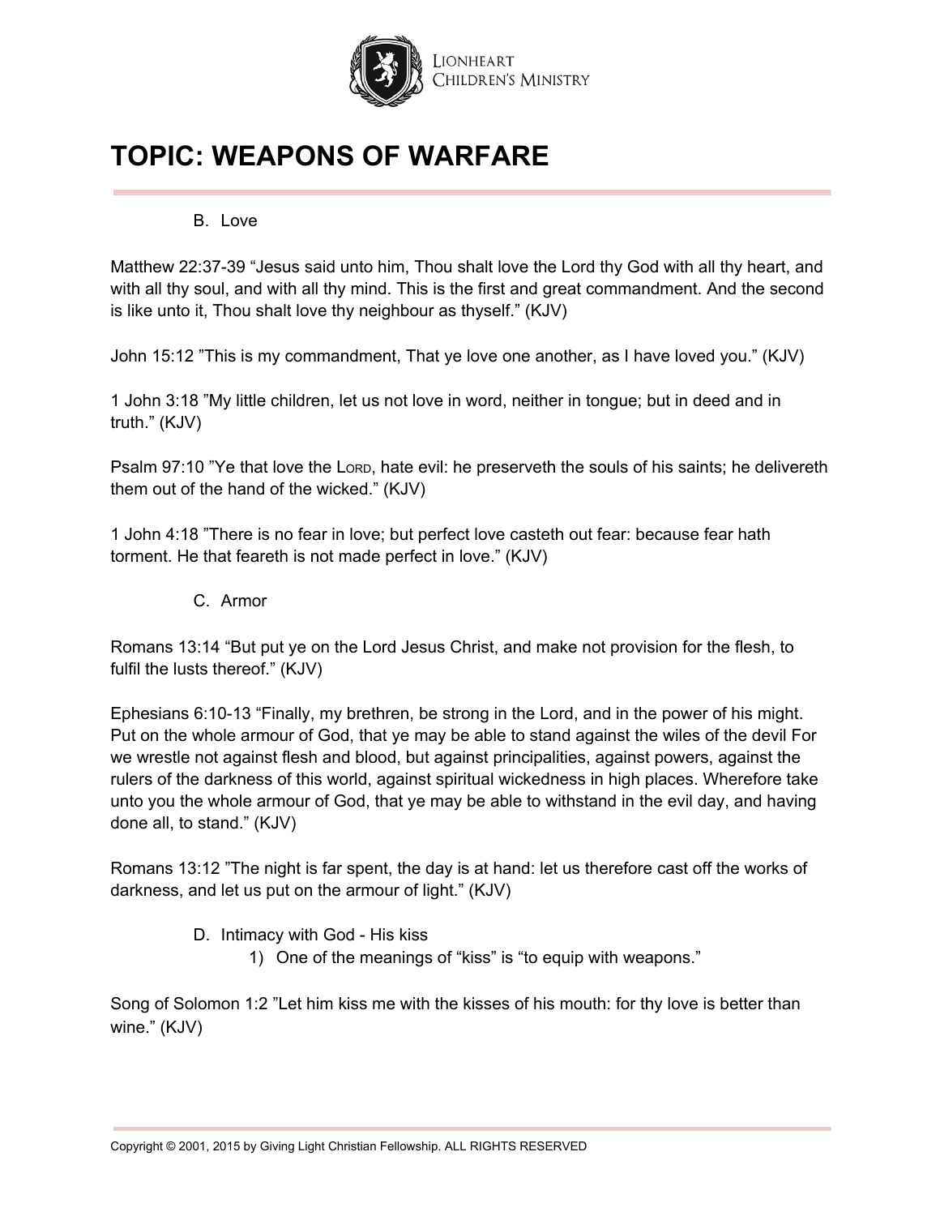# TOPIC: WEAPONS OF WARFARE

B. Love

Matthew 22:37-39 “Jesus said unto him, Thou shalt love the Lord thy God with all thy heart, and with all thy soul, and with all thy mind. This is the first and great commandment. And the second is like unto it, Thou shalt love thy neighbour as thyself.” (KJV)

John 15:12 ”This is my commandment, That ye love one another, as I have loved you.” (KJV)

1 John 3:18 ”My little children, let us not love in word, neither in tongue; but in deed and in truth.” (KJV)

Psalm 97:10 ”Ye that love the LORD, hate evil: he preserveth the souls of his saints; he delivereth them out of the hand of the wicked.” (KJV)

1 John 4:18 ”There is no fear in love; but perfect love casteth out fear: because fear hath torment. He that feareth is not made perfect in love.” (KJV)

C. Armor

Romans 13:14 “But put ye on the Lord Jesus Christ, and make not provision for the flesh, to fulfil the lusts thereof.” (KJV)

Ephesians 6:10-13 “Finally, my brethren, be strong in the Lord, and in the power of his might. Put on the whole armour of God, that ye may be able to stand against the wiles of the devil For we wrestle not against flesh and blood, but against principalities, against powers, against the rulers of the darkness of this world, against spiritual wickedness in high places. Wherefore take unto you the whole armour of God, that ye may be able to withstand in the evil day, and having done all, to stand.” (KJV)

Romans 13:12 ”The night is far spent, the day is at hand: let us therefore cast off the works of darkness, and let us put on the armour of light.” (KJV)

D. Intimacy with God - His kiss
   1) One of the meanings of “kiss” is “to equip with weapons.”

Song of Solomon 1:2 ”Let him kiss me with the kisses of his mouth: for thy love is better than wine.” (KJV)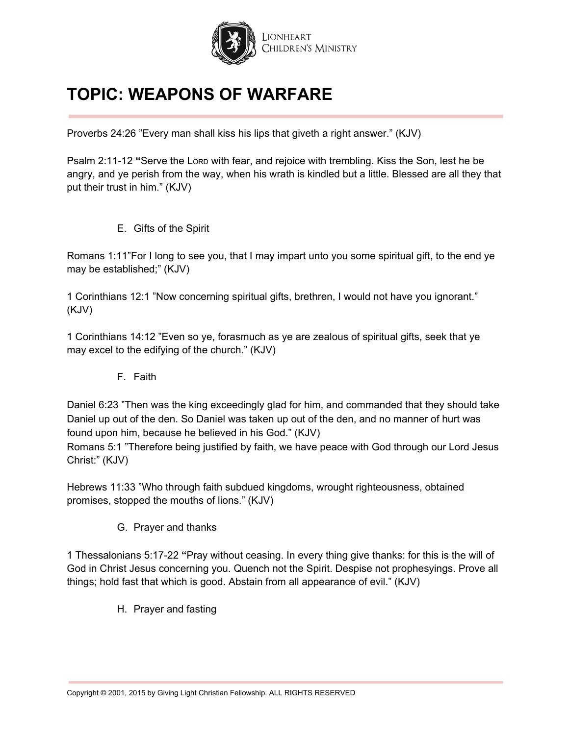# TOPIC: WEAPONS OF WARFARE

Proverbs 24:26 ”Every man shall kiss his lips that giveth a right answer.” (KJV)

Psalm 2:11-12 **“**Serve the LORD with fear, and rejoice with trembling. Kiss the Son, lest he be angry, and ye perish from the way, when his wrath is kindled but a little. Blessed are all they that put their trust in him.” (KJV)

E. Gifts of the Spirit

Romans 1:11”For I long to see you, that I may impart unto you some spiritual gift, to the end ye may be established;” (KJV)

1 Corinthians 12:1 ”Now concerning spiritual gifts, brethren, I would not have you ignorant.” (KJV)

1 Corinthians 14:12 ”Even so ye, forasmuch as ye are zealous of spiritual gifts, seek that ye may excel to the edifying of the church.” (KJV)

F. Faith

Daniel 6:23 ”Then was the king exceedingly glad for him, and commanded that they should take Daniel up out of the den. So Daniel was taken up out of the den, and no manner of hurt was found upon him, because he believed in his God.” (KJV)
Romans 5:1 ”Therefore being justified by faith, we have peace with God through our Lord Jesus Christ:” (KJV)

Hebrews 11:33 ”Who through faith subdued kingdoms, wrought righteousness, obtained promises, stopped the mouths of lions.” (KJV)

G. Prayer and thanks

1 Thessalonians 5:17-22 **“**Pray without ceasing. In every thing give thanks: for this is the will of God in Christ Jesus concerning you. Quench not the Spirit. Despise not prophesyings. Prove all things; hold fast that which is good. Abstain from all appearance of evil.” (KJV)

H. Prayer and fasting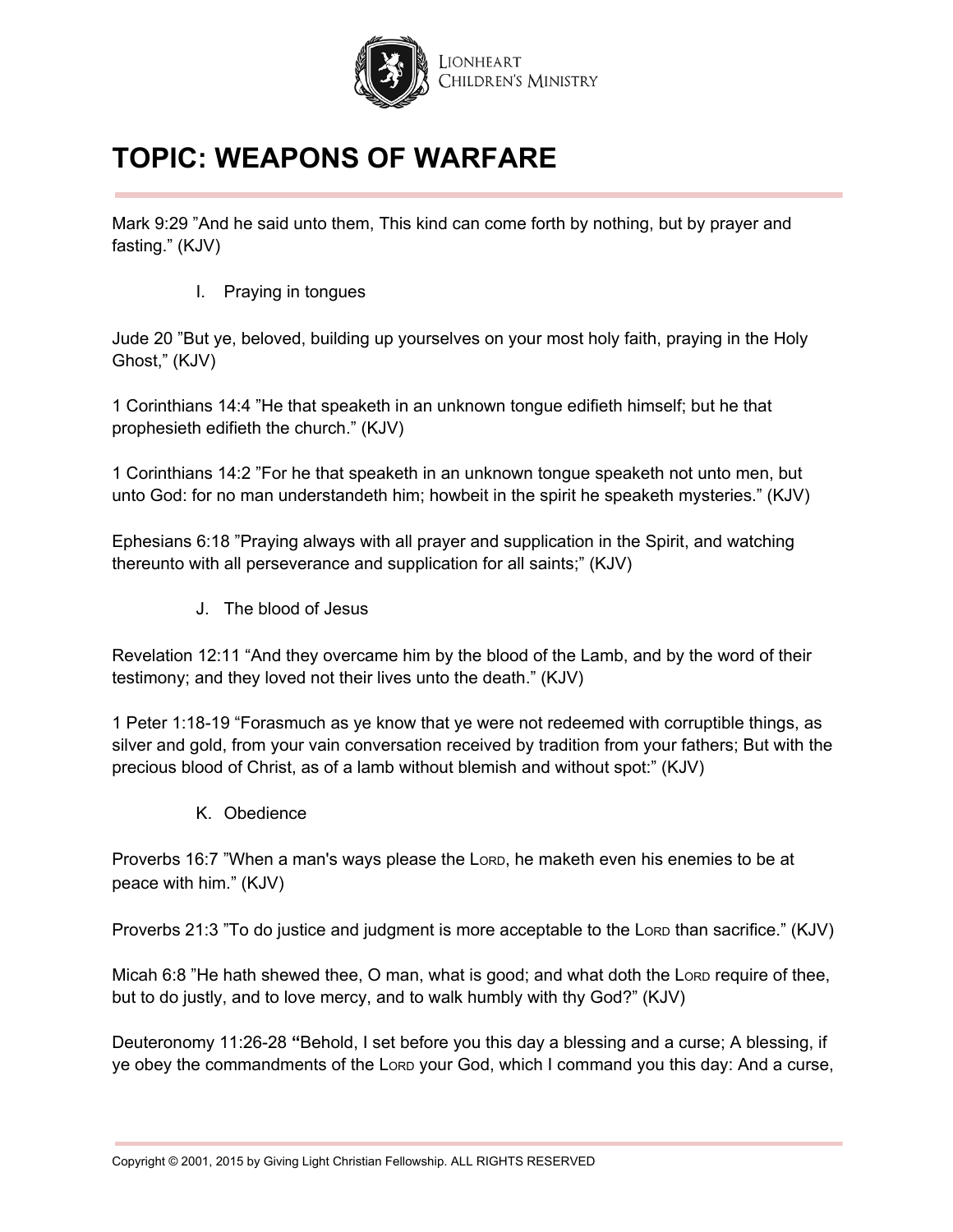# TOPIC: WEAPONS OF WARFARE

Mark 9:29 ”And he said unto them, This kind can come forth by nothing, but by prayer and fasting.” (KJV)

I. Praying in tongues

Jude 20 ”But ye, beloved, building up yourselves on your most holy faith, praying in the Holy Ghost,” (KJV)

1 Corinthians 14:4 ”He that speaketh in an unknown tongue edifieth himself; but he that prophesieth edifieth the church.” (KJV)

1 Corinthians 14:2 ”For he that speaketh in an unknown tongue speaketh not unto men, but unto God: for no man understandeth him; howbeit in the spirit he speaketh mysteries.” (KJV)

Ephesians 6:18 ”Praying always with all prayer and supplication in the Spirit, and watching thereunto with all perseverance and supplication for all saints;” (KJV)

J. The blood of Jesus

Revelation 12:11 “And they overcame him by the blood of the Lamb, and by the word of their testimony; and they loved not their lives unto the death.” (KJV)

1 Peter 1:18-19 “Forasmuch as ye know that ye were not redeemed with corruptible things, as silver and gold, from your vain conversation received by tradition from your fathers; But with the precious blood of Christ, as of a lamb without blemish and without spot:” (KJV)

K. Obedience

Proverbs 16:7 ”When a man's ways please the LORD, he maketh even his enemies to be at peace with him.” (KJV)

Proverbs 21:3 ”To do justice and judgment is more acceptable to the LORD than sacrifice.” (KJV)

Micah 6:8 ”He hath shewed thee, O man, what is good; and what doth the LORD require of thee, but to do justly, and to love mercy, and to walk humbly with thy God?” (KJV)

Deuteronomy 11:26-28 **“**Behold, I set before you this day a blessing and a curse; A blessing, if ye obey the commandments of the LORD your God, which I command you this day: And a curse,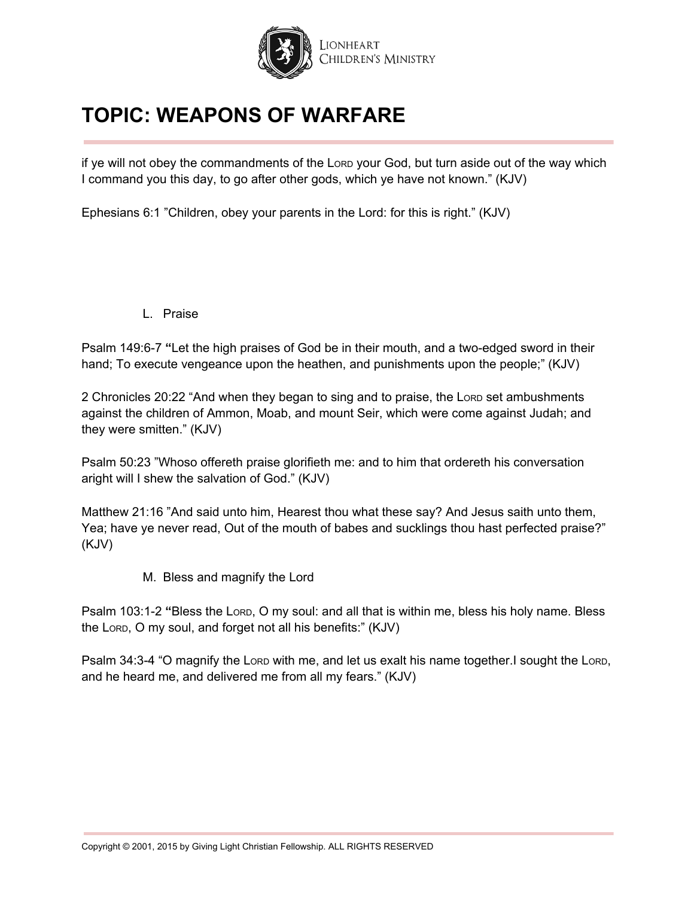# TOPIC: WEAPONS OF WARFARE

if ye will not obey the commandments of the LORD your God, but turn aside out of the way which I command you this day, to go after other gods, which ye have not known." (KJV)

Ephesians 6:1 "Children, obey your parents in the Lord: for this is right." (KJV)

L. Praise

Psalm 149:6-7 **"**Let the high praises of God be in their mouth, and a two-edged sword in their hand; To execute vengeance upon the heathen, and punishments upon the people;" (KJV)

2 Chronicles 20:22 "And when they began to sing and to praise, the LORD set ambushments against the children of Ammon, Moab, and mount Seir, which were come against Judah; and they were smitten." (KJV)

Psalm 50:23 "Whoso offereth praise glorifieth me: and to him that ordereth his conversation aright will I shew the salvation of God." (KJV)

Matthew 21:16 "And said unto him, Hearest thou what these say? And Jesus saith unto them, Yea; have ye never read, Out of the mouth of babes and sucklings thou hast perfected praise?" (KJV)

M. Bless and magnify the Lord

Psalm 103:1-2 **"**Bless the LORD, O my soul: and all that is within me, bless his holy name. Bless the LORD, O my soul, and forget not all his benefits:" (KJV)

Psalm 34:3-4 "O magnify the LORD with me, and let us exalt his name together.I sought the LORD, and he heard me, and delivered me from all my fears." (KJV)

Copyright © 2001, 2015 by Giving Light Christian Fellowship. ALL RIGHTS RESERVED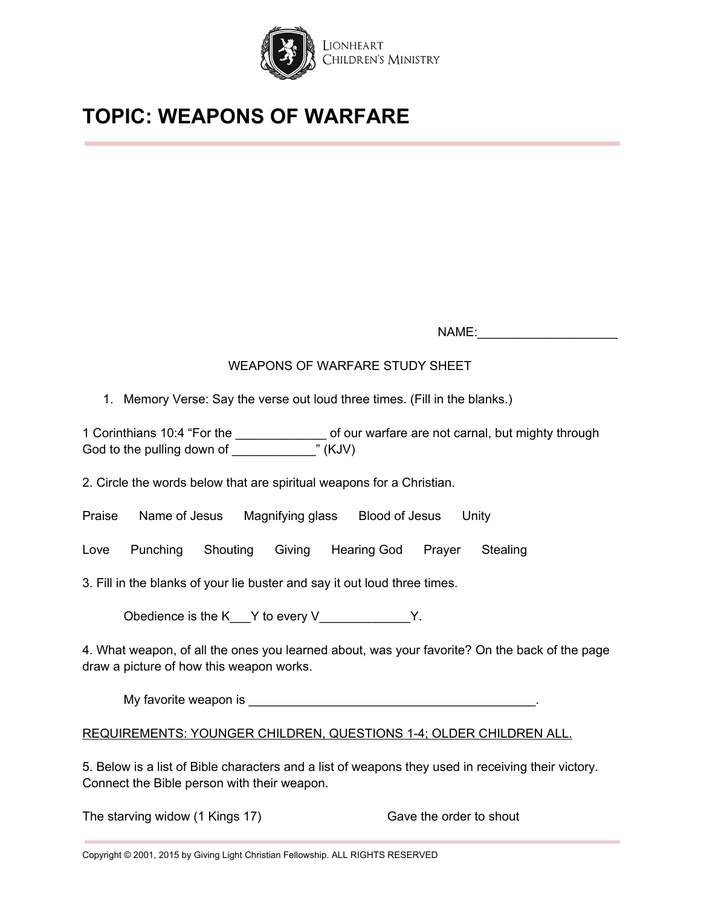# TOPIC: WEAPONS OF WARFARE

NAME:____________________

WEAPONS OF WARFARE STUDY SHEET

1. Memory Verse: Say the verse out loud three times. (Fill in the blanks.)

1 Corinthians 10:4 “For the _____________ of our warfare are not carnal, but mighty through God to the pulling down of ____________” (KJV)

2. Circle the words below that are spiritual weapons for a Christian.

Praise      Name of Jesus      Magnifying glass      Blood of Jesus      Unity

Love      Punching      Shouting      Giving      Hearing God      Prayer      Stealing

3. Fill in the blanks of your lie buster and say it out loud three times.

Obedience is the K___Y to every V_____________Y.

4. What weapon, of all the ones you learned about, was your favorite? On the back of the page draw a picture of how this weapon works.

My favorite weapon is __________________________________________.

<u>REQUIREMENTS: YOUNGER CHILDREN, QUESTIONS 1-4; OLDER CHILDREN ALL.</u>

5. Below is a list of Bible characters and a list of weapons they used in receiving their victory. Connect the Bible person with their weapon.

The starving widow (1 Kings 17)                                Gave the order to shout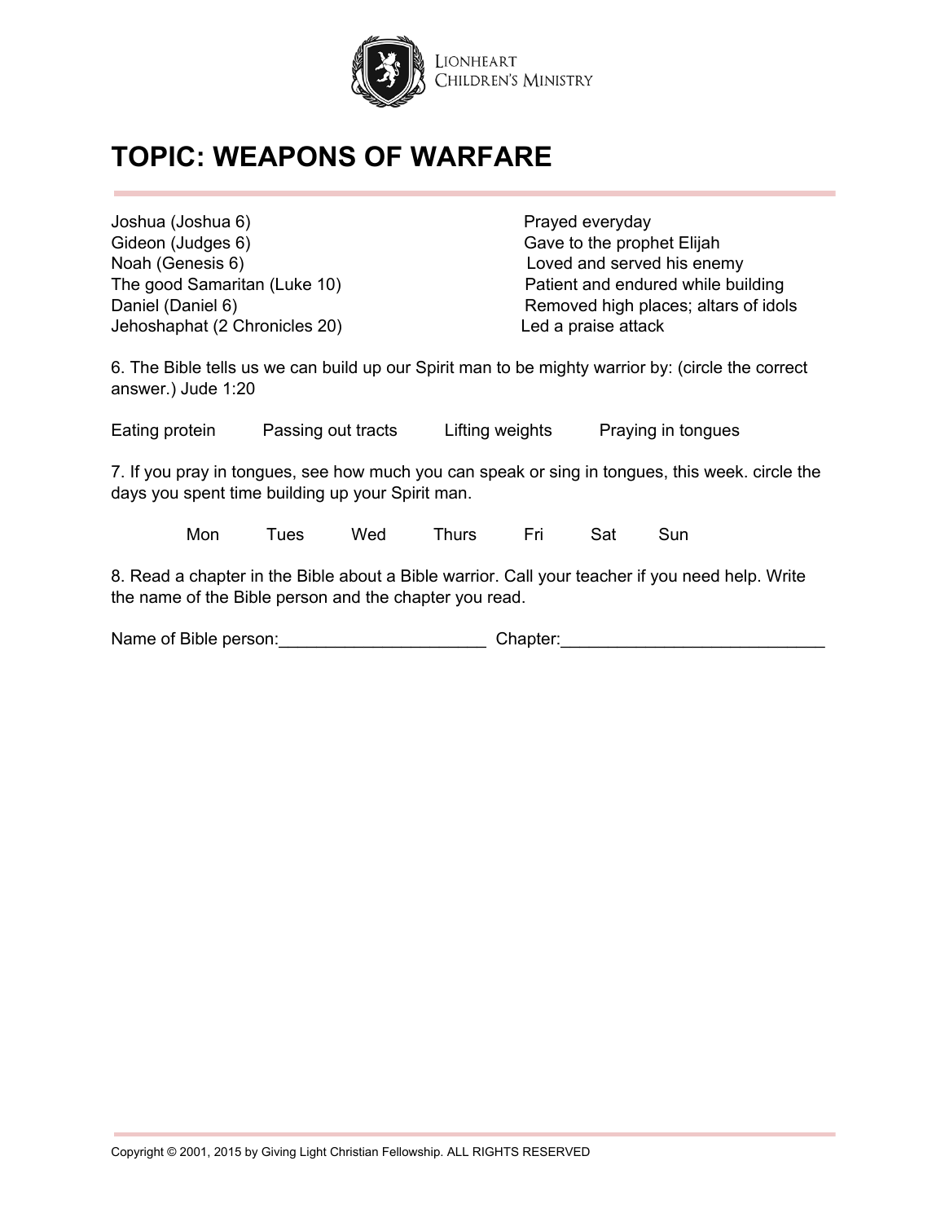# TOPIC: WEAPONS OF WARFARE

| | |
|---|---|
| Joshua (Joshua 6) | Prayed everyday |
| Gideon (Judges 6) | Gave to the prophet Elijah |
| Noah (Genesis 6) | Loved and served his enemy |
| The good Samaritan (Luke 10) | Patient and endured while building |
| Daniel (Daniel 6) | Removed high places; altars of idols |
| Jehoshaphat (2 Chronicles 20) | Led a praise attack |

6. The Bible tells us we can build up our Spirit man to be mighty warrior by: (circle the correct answer.) Jude 1:20

Eating protein    Passing out tracts    Lifting weights    Praying in tongues

7. If you pray in tongues, see how much you can speak or sing in tongues, this week. circle the days you spent time building up your Spirit man.

Mon    Tues    Wed    Thurs    Fri    Sat    Sun

8. Read a chapter in the Bible about a Bible warrior. Call your teacher if you need help. Write the name of the Bible person and the chapter you read.

Name of Bible person:______________________ Chapter:____________________________

Copyright © 2001, 2015 by Giving Light Christian Fellowship. ALL RIGHTS RESERVED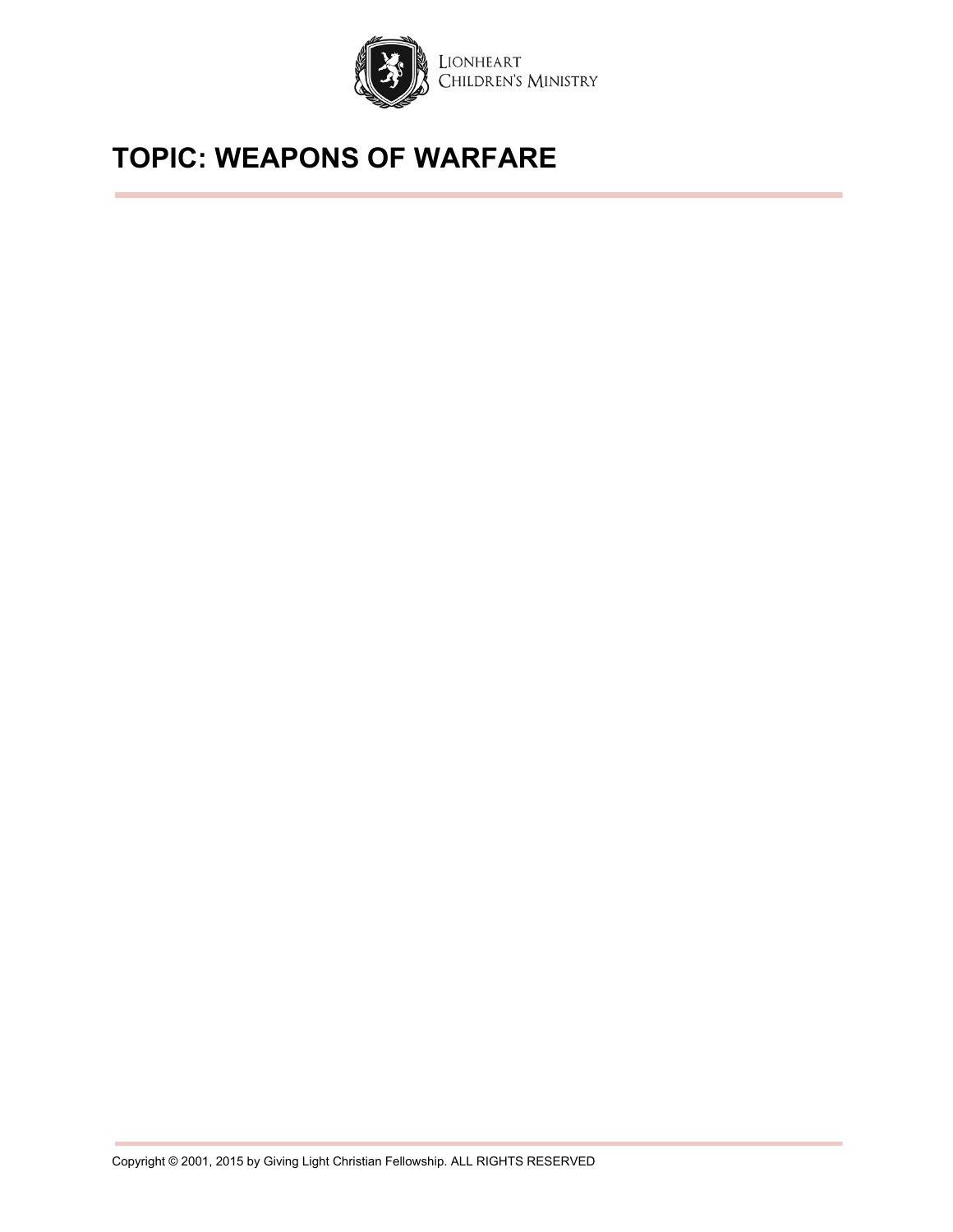# TOPIC: WEAPONS OF WARFARE